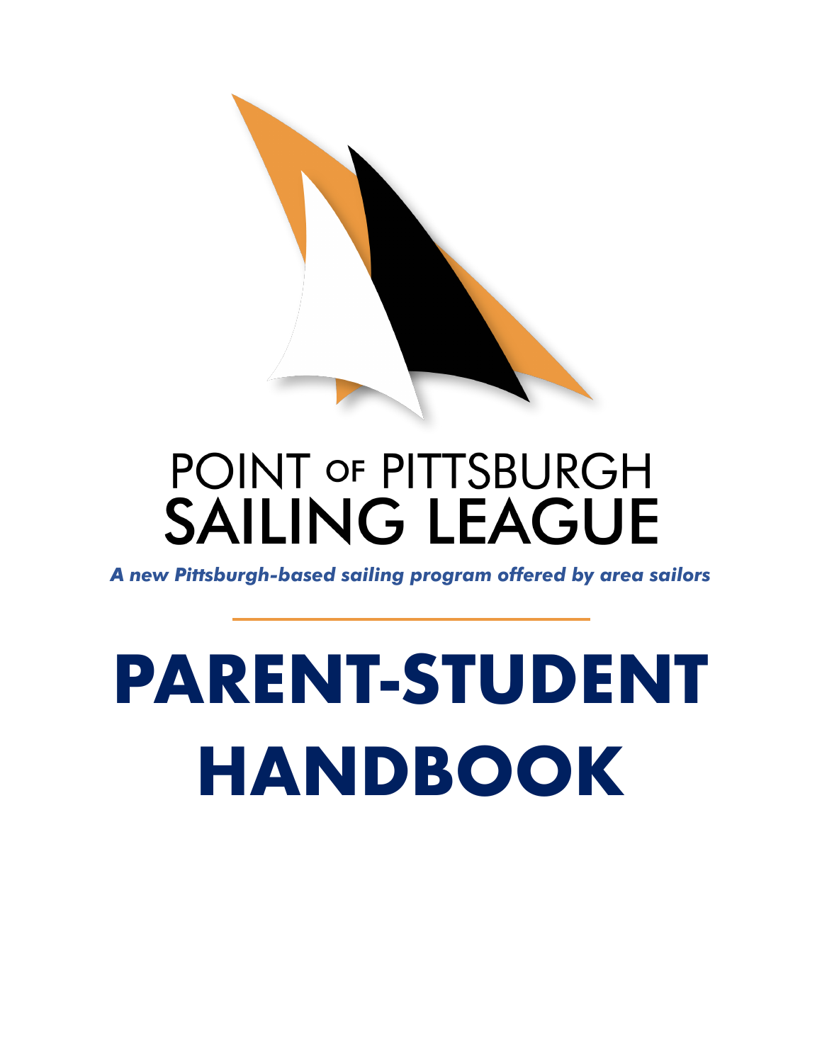# POINT OF PITTSBURGH SAILING LEAGUE

***A new Pittsburgh-based sailing program offered by area sailors***

---

# PARENT-STUDENT HANDBOOK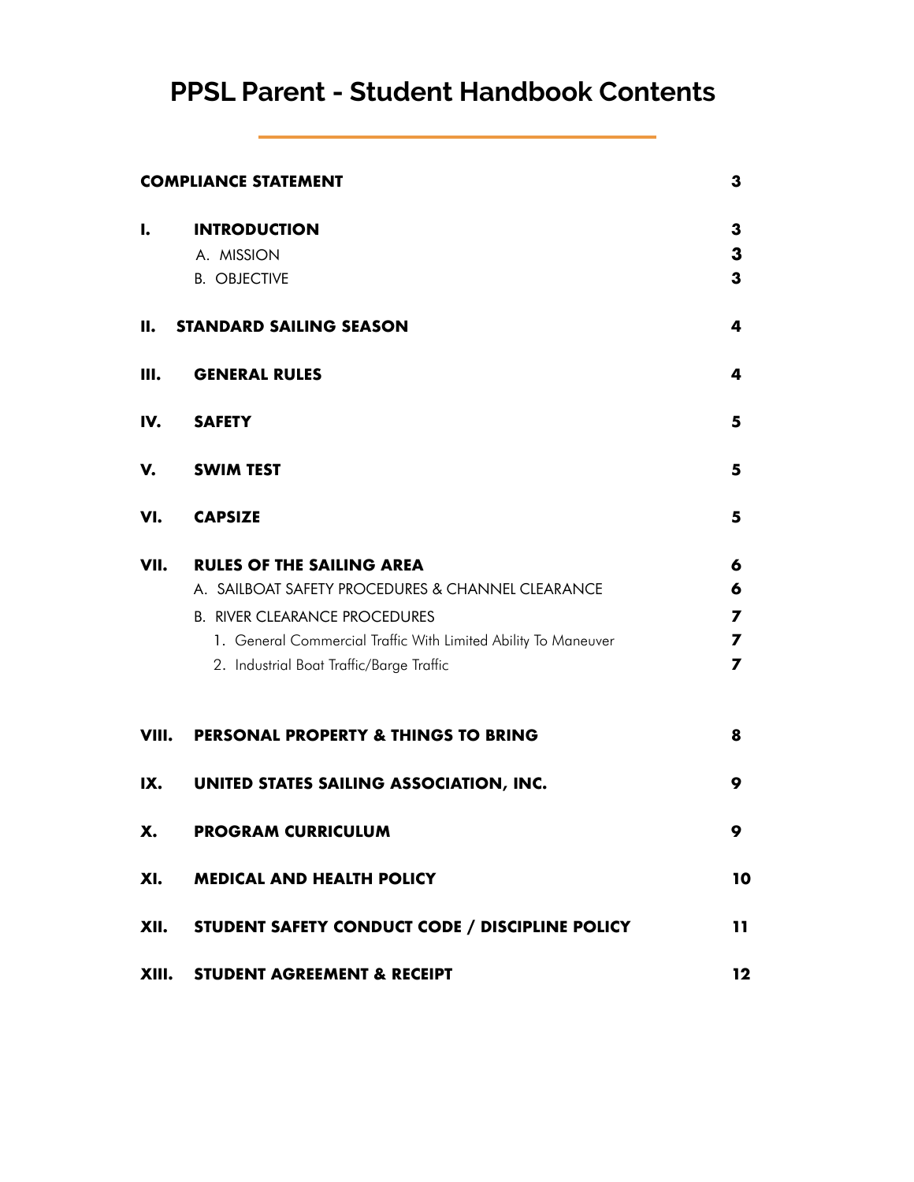# PPSL Parent - Student Handbook Contents

| | | |
|---|---|---|
| **COMPLIANCE STATEMENT** | | **3** |
| **I.** | **INTRODUCTION** | **3** |
| | A. MISSION | **3** |
| | B. OBJECTIVE | **3** |
| **II.** | **STANDARD SAILING SEASON** | **4** |
| **III.** | **GENERAL RULES** | **4** |
| **IV.** | **SAFETY** | **5** |
| **V.** | **SWIM TEST** | **5** |
| **VI.** | **CAPSIZE** | **5** |
| **VII.** | **RULES OF THE SAILING AREA** | **6** |
| | A. SAILBOAT SAFETY PROCEDURES & CHANNEL CLEARANCE | **6** |
| | B. RIVER CLEARANCE PROCEDURES | **7** |
| | 1. General Commercial Traffic With Limited Ability To Maneuver | **7** |
| | 2. Industrial Boat Traffic/Barge Traffic | **7** |
| **VIII.** | **PERSONAL PROPERTY & THINGS TO BRING** | **8** |
| **IX.** | **UNITED STATES SAILING ASSOCIATION, INC.** | **9** |
| **X.** | **PROGRAM CURRICULUM** | **9** |
| **XI.** | **MEDICAL AND HEALTH POLICY** | **10** |
| **XII.** | **STUDENT SAFETY CONDUCT CODE / DISCIPLINE POLICY** | **11** |
| **XIII.** | **STUDENT AGREEMENT & RECEIPT** | **12** |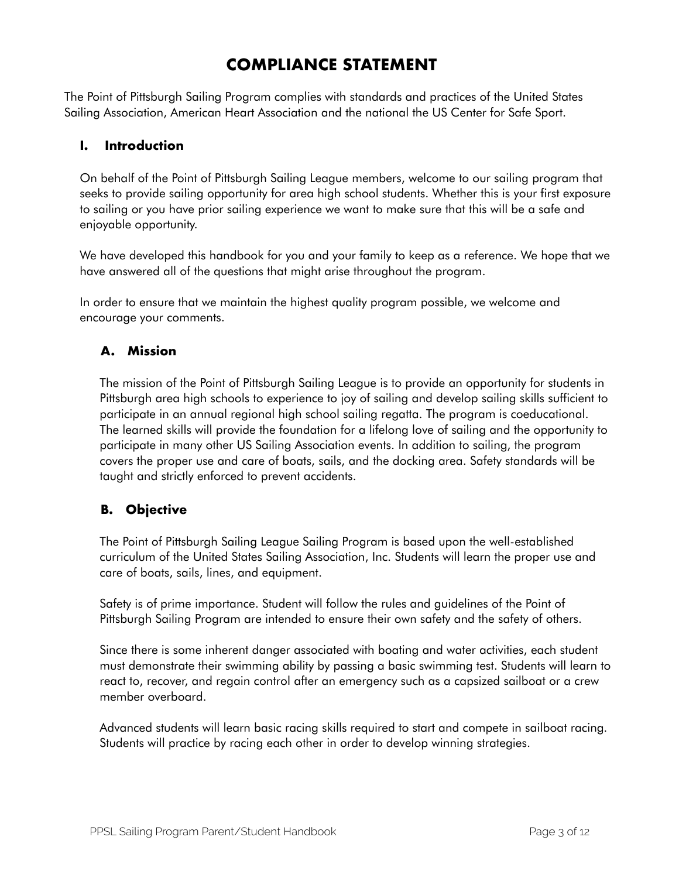# COMPLIANCE STATEMENT

The Point of Pittsburgh Sailing Program complies with standards and practices of the United States Sailing Association, American Heart Association and the national the US Center for Safe Sport.

## I. Introduction

On behalf of the Point of Pittsburgh Sailing League members, welcome to our sailing program that seeks to provide sailing opportunity for area high school students. Whether this is your first exposure to sailing or you have prior sailing experience we want to make sure that this will be a safe and enjoyable opportunity.

We have developed this handbook for you and your family to keep as a reference. We hope that we have answered all of the questions that might arise throughout the program.

In order to ensure that we maintain the highest quality program possible, we welcome and encourage your comments.

### A. Mission

The mission of the Point of Pittsburgh Sailing League is to provide an opportunity for students in Pittsburgh area high schools to experience to joy of sailing and develop sailing skills sufficient to participate in an annual regional high school sailing regatta. The program is coeducational. The learned skills will provide the foundation for a lifelong love of sailing and the opportunity to participate in many other US Sailing Association events. In addition to sailing, the program covers the proper use and care of boats, sails, and the docking area. Safety standards will be taught and strictly enforced to prevent accidents.

### B. Objective

The Point of Pittsburgh Sailing League Sailing Program is based upon the well-established curriculum of the United States Sailing Association, Inc. Students will learn the proper use and care of boats, sails, lines, and equipment.

Safety is of prime importance. Student will follow the rules and guidelines of the Point of Pittsburgh Sailing Program are intended to ensure their own safety and the safety of others.

Since there is some inherent danger associated with boating and water activities, each student must demonstrate their swimming ability by passing a basic swimming test. Students will learn to react to, recover, and regain control after an emergency such as a capsized sailboat or a crew member overboard.

Advanced students will learn basic racing skills required to start and compete in sailboat racing. Students will practice by racing each other in order to develop winning strategies.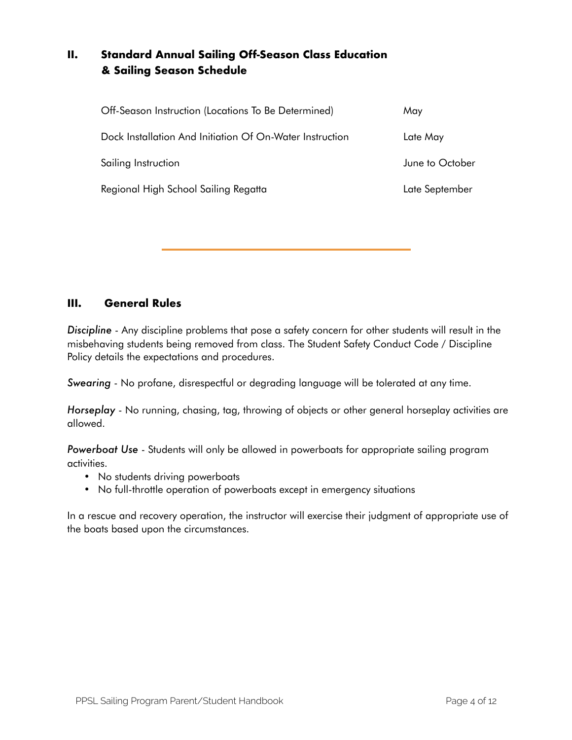## II. Standard Annual Sailing Off-Season Class Education & Sailing Season Schedule

| | |
|---|---|
| Off-Season Instruction (Locations To Be Determined) | May |
| Dock Installation And Initiation Of On-Water Instruction | Late May |
| Sailing Instruction | June to October |
| Regional High School Sailing Regatta | Late September |

---

## III. General Rules

***Discipline*** - Any discipline problems that pose a safety concern for other students will result in the misbehaving students being removed from class. The Student Safety Conduct Code / Discipline Policy details the expectations and procedures.

***Swearing*** - No profane, disrespectful or degrading language will be tolerated at any time.

***Horseplay*** - No running, chasing, tag, throwing of objects or other general horseplay activities are allowed.

***Powerboat Use*** - Students will only be allowed in powerboats for appropriate sailing program activities.

- No students driving powerboats
- No full-throttle operation of powerboats except in emergency situations

In a rescue and recovery operation, the instructor will exercise their judgment of appropriate use of the boats based upon the circumstances.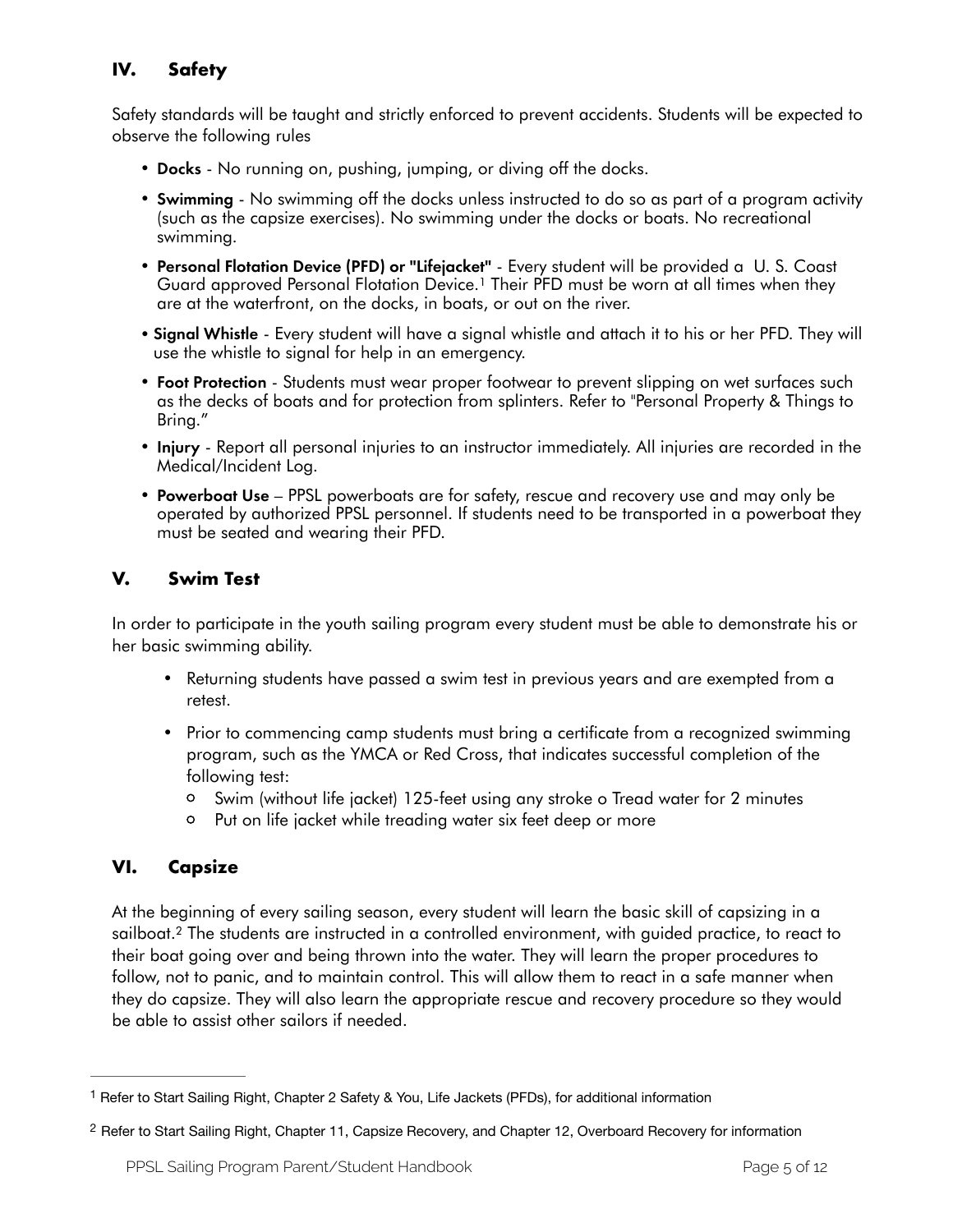## IV. Safety

Safety standards will be taught and strictly enforced to prevent accidents. Students will be expected to observe the following rules

- **Docks** - No running on, pushing, jumping, or diving off the docks.
- **Swimming** - No swimming off the docks unless instructed to do so as part of a program activity (such as the capsize exercises). No swimming under the docks or boats. No recreational swimming.
- **Personal Flotation Device (PFD) or "Lifejacket"** - Every student will be provided a U. S. Coast Guard approved Personal Flotation Device.[1] Their PFD must be worn at all times when they are at the waterfront, on the docks, in boats, or out on the river.
- **Signal Whistle** - Every student will have a signal whistle and attach it to his or her PFD. They will use the whistle to signal for help in an emergency.
- **Foot Protection** - Students must wear proper footwear to prevent slipping on wet surfaces such as the decks of boats and for protection from splinters. Refer to "Personal Property & Things to Bring."
- **Injury** - Report all personal injuries to an instructor immediately. All injuries are recorded in the Medical/Incident Log.
- **Powerboat Use** – PPSL powerboats are for safety, rescue and recovery use and may only be operated by authorized PPSL personnel. If students need to be transported in a powerboat they must be seated and wearing their PFD.

## V. Swim Test

In order to participate in the youth sailing program every student must be able to demonstrate his or her basic swimming ability.

- Returning students have passed a swim test in previous years and are exempted from a retest.
- Prior to commencing camp students must bring a certificate from a recognized swimming program, such as the YMCA or Red Cross, that indicates successful completion of the following test:
  - Swim (without life jacket) 125-feet using any stroke o Tread water for 2 minutes
  - Put on life jacket while treading water six feet deep or more

## VI. Capsize

At the beginning of every sailing season, every student will learn the basic skill of capsizing in a sailboat.[2] The students are instructed in a controlled environment, with guided practice, to react to their boat going over and being thrown into the water. They will learn the proper procedures to follow, not to panic, and to maintain control. This will allow them to react in a safe manner when they do capsize. They will also learn the appropriate rescue and recovery procedure so they would be able to assist other sailors if needed.

---

[1] Refer to Start Sailing Right, Chapter 2 Safety & You, Life Jackets (PFDs), for additional information

[2] Refer to Start Sailing Right, Chapter 11, Capsize Recovery, and Chapter 12, Overboard Recovery for information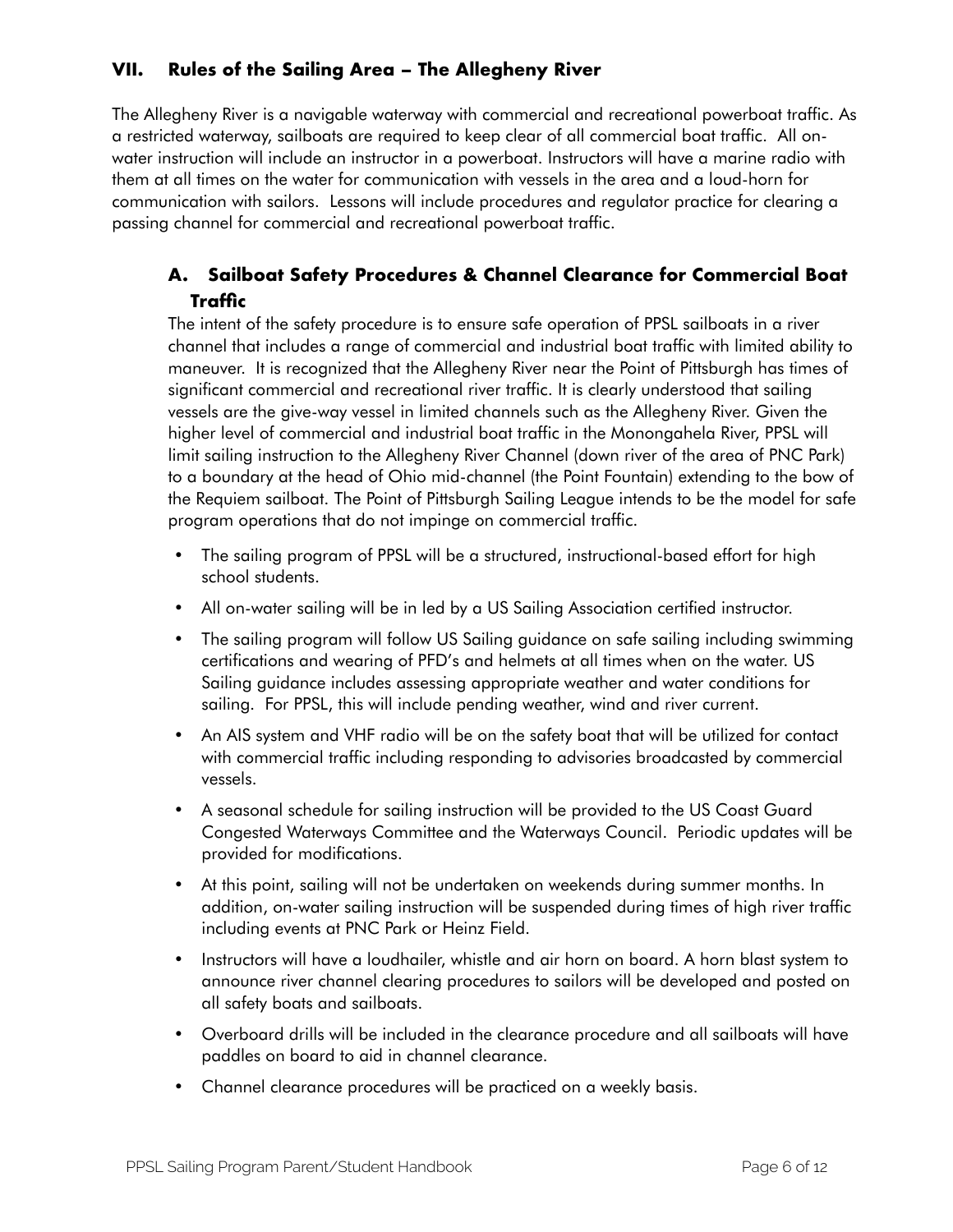## VII. Rules of the Sailing Area – The Allegheny River

The Allegheny River is a navigable waterway with commercial and recreational powerboat traffic. As a restricted waterway, sailboats are required to keep clear of all commercial boat traffic. All on-water instruction will include an instructor in a powerboat. Instructors will have a marine radio with them at all times on the water for communication with vessels in the area and a loud-horn for communication with sailors. Lessons will include procedures and regulator practice for clearing a passing channel for commercial and recreational powerboat traffic.

### A. Sailboat Safety Procedures & Channel Clearance for Commercial Boat Traffic

The intent of the safety procedure is to ensure safe operation of PPSL sailboats in a river channel that includes a range of commercial and industrial boat traffic with limited ability to maneuver. It is recognized that the Allegheny River near the Point of Pittsburgh has times of significant commercial and recreational river traffic. It is clearly understood that sailing vessels are the give-way vessel in limited channels such as the Allegheny River. Given the higher level of commercial and industrial boat traffic in the Monongahela River, PPSL will limit sailing instruction to the Allegheny River Channel (down river of the area of PNC Park) to a boundary at the head of Ohio mid-channel (the Point Fountain) extending to the bow of the Requiem sailboat. The Point of Pittsburgh Sailing League intends to be the model for safe program operations that do not impinge on commercial traffic.

- The sailing program of PPSL will be a structured, instructional-based effort for high school students.
- All on-water sailing will be in led by a US Sailing Association certified instructor.
- The sailing program will follow US Sailing guidance on safe sailing including swimming certifications and wearing of PFD's and helmets at all times when on the water. US Sailing guidance includes assessing appropriate weather and water conditions for sailing. For PPSL, this will include pending weather, wind and river current.
- An AIS system and VHF radio will be on the safety boat that will be utilized for contact with commercial traffic including responding to advisories broadcasted by commercial vessels.
- A seasonal schedule for sailing instruction will be provided to the US Coast Guard Congested Waterways Committee and the Waterways Council. Periodic updates will be provided for modifications.
- At this point, sailing will not be undertaken on weekends during summer months. In addition, on-water sailing instruction will be suspended during times of high river traffic including events at PNC Park or Heinz Field.
- Instructors will have a loudhailer, whistle and air horn on board. A horn blast system to announce river channel clearing procedures to sailors will be developed and posted on all safety boats and sailboats.
- Overboard drills will be included in the clearance procedure and all sailboats will have paddles on board to aid in channel clearance.
- Channel clearance procedures will be practiced on a weekly basis.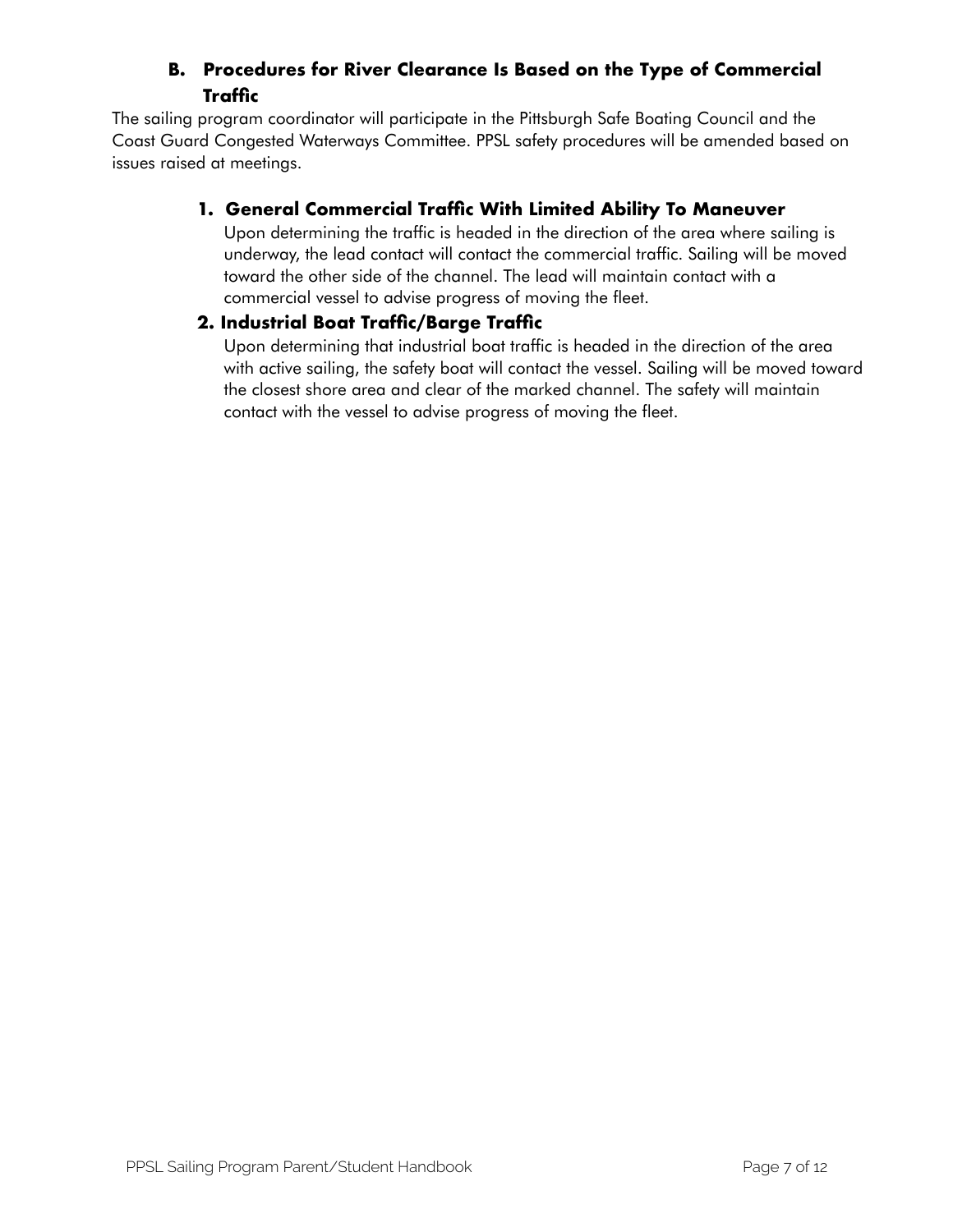## B. Procedures for River Clearance Is Based on the Type of Commercial Traffic

The sailing program coordinator will participate in the Pittsburgh Safe Boating Council and the Coast Guard Congested Waterways Committee. PPSL safety procedures will be amended based on issues raised at meetings.

### 1. General Commercial Traffic With Limited Ability To Maneuver

Upon determining the traffic is headed in the direction of the area where sailing is underway, the lead contact will contact the commercial traffic. Sailing will be moved toward the other side of the channel. The lead will maintain contact with a commercial vessel to advise progress of moving the fleet.

### 2. Industrial Boat Traffic/Barge Traffic

Upon determining that industrial boat traffic is headed in the direction of the area with active sailing, the safety boat will contact the vessel. Sailing will be moved toward the closest shore area and clear of the marked channel. The safety will maintain contact with the vessel to advise progress of moving the fleet.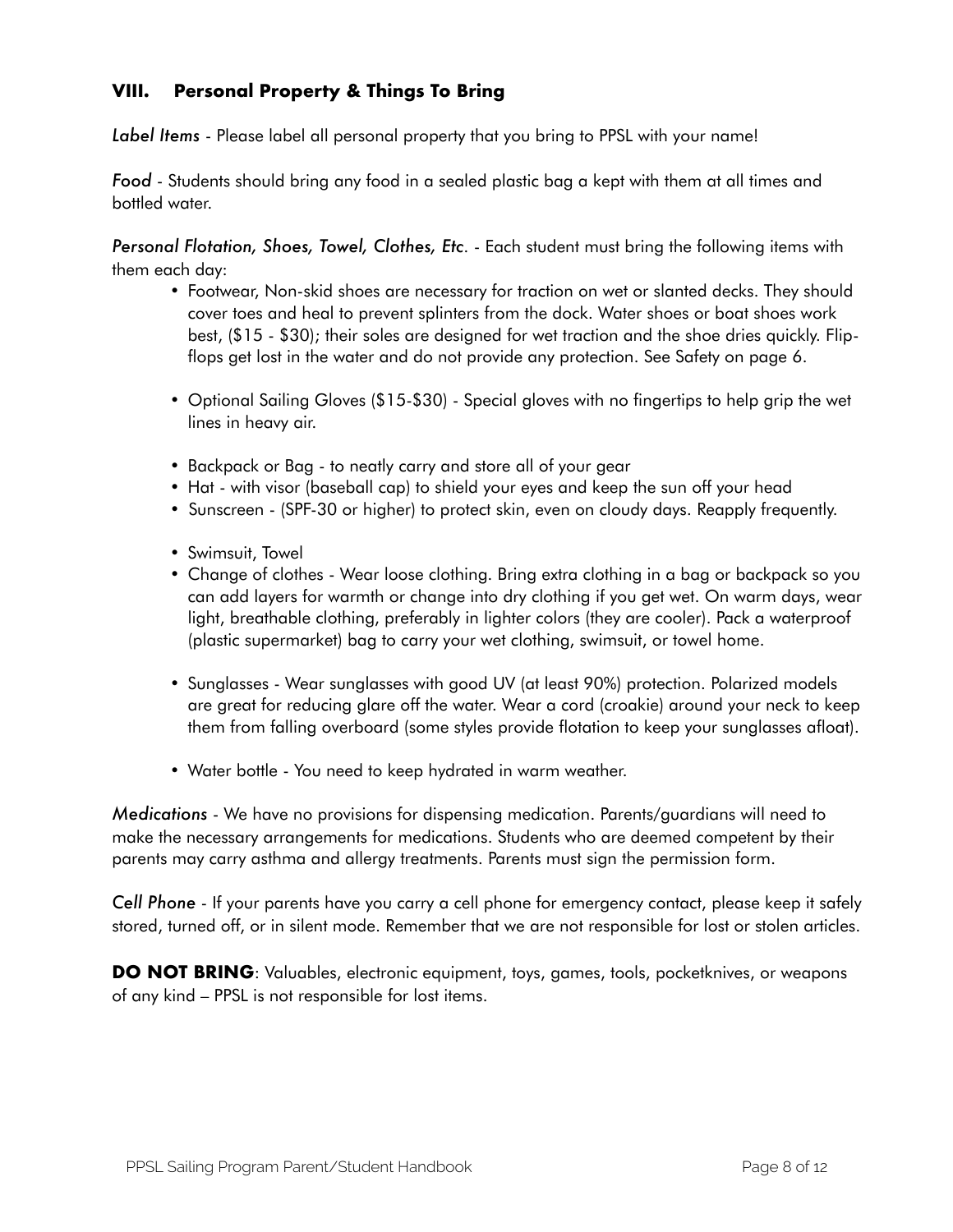## VIII. Personal Property & Things To Bring

*Label Items* - Please label all personal property that you bring to PPSL with your name!

*Food* - Students should bring any food in a sealed plastic bag a kept with them at all times and bottled water.

*Personal Flotation, Shoes, Towel, Clothes, Etc*. - Each student must bring the following items with them each day:

- Footwear, Non-skid shoes are necessary for traction on wet or slanted decks. They should cover toes and heal to prevent splinters from the dock. Water shoes or boat shoes work best, ($15 - $30); their soles are designed for wet traction and the shoe dries quickly. Flip-flops get lost in the water and do not provide any protection. See Safety on page 6.

- Optional Sailing Gloves ($15-$30) - Special gloves with no fingertips to help grip the wet lines in heavy air.

- Backpack or Bag - to neatly carry and store all of your gear
- Hat - with visor (baseball cap) to shield your eyes and keep the sun off your head
- Sunscreen - (SPF-30 or higher) to protect skin, even on cloudy days. Reapply frequently.

- Swimsuit, Towel
- Change of clothes - Wear loose clothing. Bring extra clothing in a bag or backpack so you can add layers for warmth or change into dry clothing if you get wet. On warm days, wear light, breathable clothing, preferably in lighter colors (they are cooler). Pack a waterproof (plastic supermarket) bag to carry your wet clothing, swimsuit, or towel home.

- Sunglasses - Wear sunglasses with good UV (at least 90%) protection. Polarized models are great for reducing glare off the water. Wear a cord (croakie) around your neck to keep them from falling overboard (some styles provide flotation to keep your sunglasses afloat).

- Water bottle - You need to keep hydrated in warm weather.

*Medications* - We have no provisions for dispensing medication. Parents/guardians will need to make the necessary arrangements for medications. Students who are deemed competent by their parents may carry asthma and allergy treatments. Parents must sign the permission form.

*Cell Phone* - If your parents have you carry a cell phone for emergency contact, please keep it safely stored, turned off, or in silent mode. Remember that we are not responsible for lost or stolen articles.

**DO NOT BRING**: Valuables, electronic equipment, toys, games, tools, pocketknives, or weapons of any kind – PPSL is not responsible for lost items.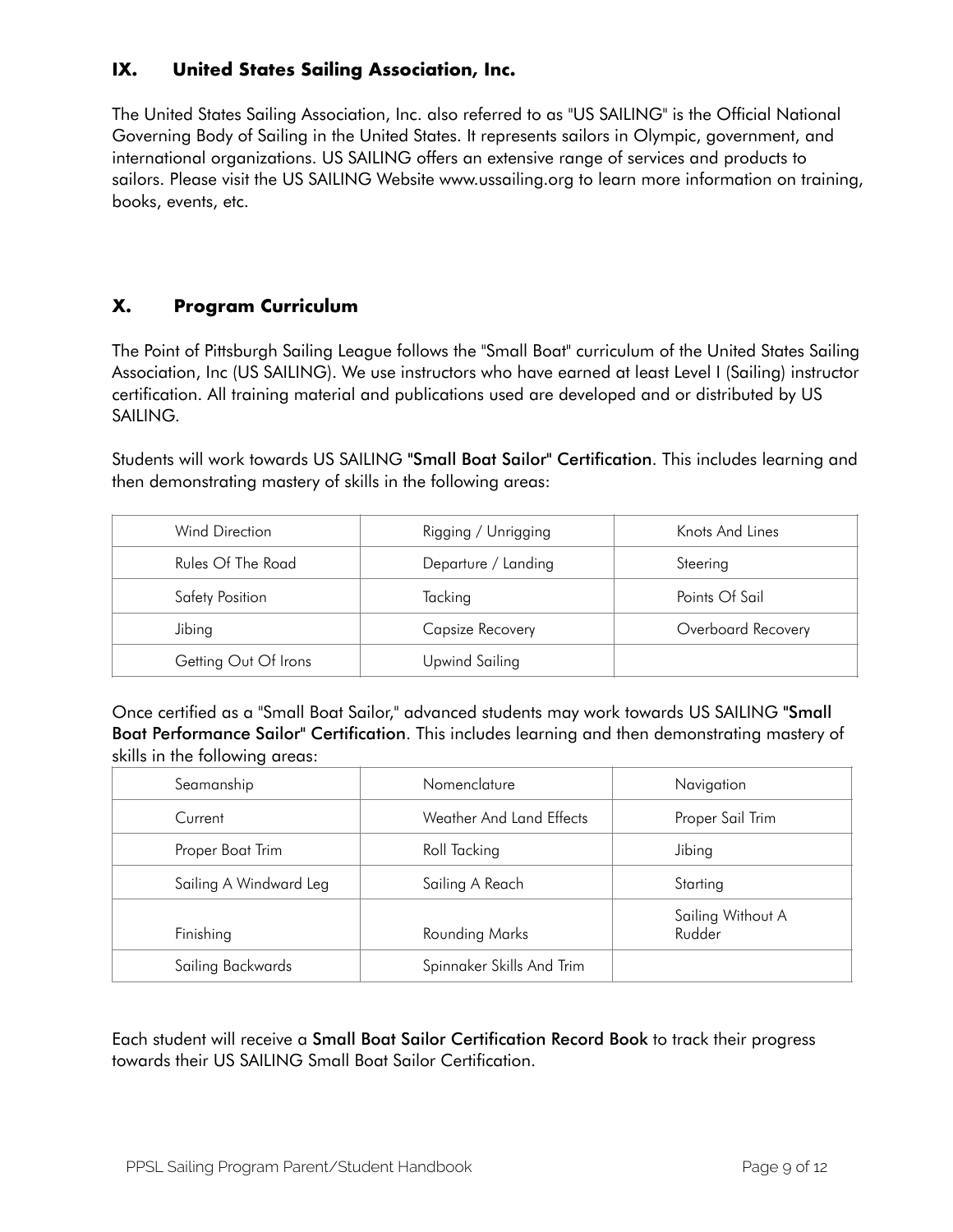## IX. United States Sailing Association, Inc.

The United States Sailing Association, Inc. also referred to as "US SAILING" is the Official National Governing Body of Sailing in the United States. It represents sailors in Olympic, government, and international organizations. US SAILING offers an extensive range of services and products to sailors. Please visit the US SAILING Website www.ussailing.org to learn more information on training, books, events, etc.

## X. Program Curriculum

The Point of Pittsburgh Sailing League follows the "Small Boat" curriculum of the United States Sailing Association, Inc (US SAILING). We use instructors who have earned at least Level I (Sailing) instructor certification. All training material and publications used are developed and or distributed by US SAILING.

Students will work towards US SAILING **"Small Boat Sailor" Certification**. This includes learning and then demonstrating mastery of skills in the following areas:

| | | |
|---|---|---|
| Wind Direction | Rigging / Unrigging | Knots And Lines |
| Rules Of The Road | Departure / Landing | Steering |
| Safety Position | Tacking | Points Of Sail |
| Jibing | Capsize Recovery | Overboard Recovery |
| Getting Out Of Irons | Upwind Sailing | |

Once certified as a "Small Boat Sailor," advanced students may work towards US SAILING **"Small Boat Performance Sailor" Certification**. This includes learning and then demonstrating mastery of skills in the following areas:

| | | |
|---|---|---|
| Seamanship | Nomenclature | Navigation |
| Current | Weather And Land Effects | Proper Sail Trim |
| Proper Boat Trim | Roll Tacking | Jibing |
| Sailing A Windward Leg | Sailing A Reach | Starting |
| Finishing | Rounding Marks | Sailing Without A Rudder |
| Sailing Backwards | Spinnaker Skills And Trim | |

Each student will receive a **Small Boat Sailor Certification Record Book** to track their progress towards their US SAILING Small Boat Sailor Certification.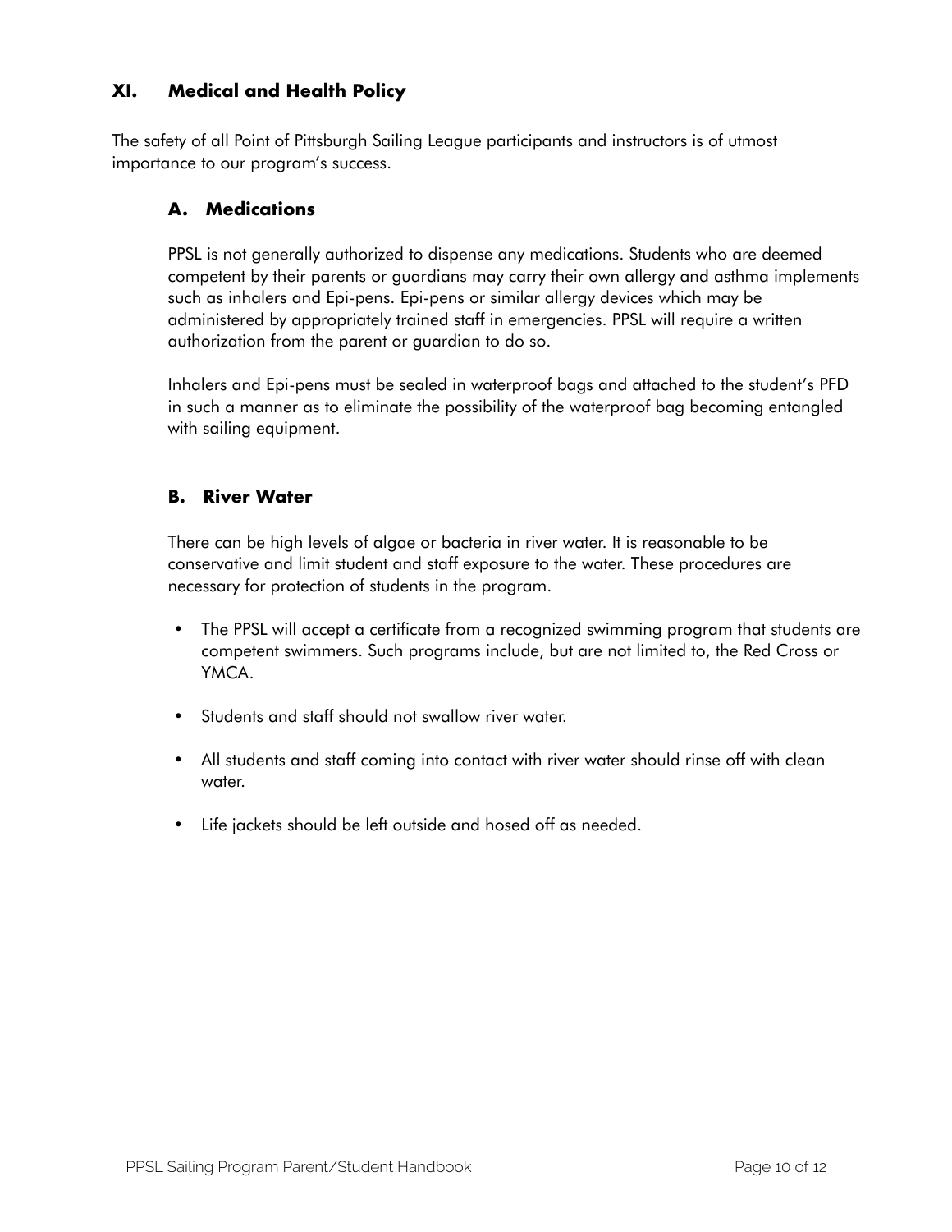## XI. Medical and Health Policy

The safety of all Point of Pittsburgh Sailing League participants and instructors is of utmost importance to our program's success.

### A. Medications

PPSL is not generally authorized to dispense any medications. Students who are deemed competent by their parents or guardians may carry their own allergy and asthma implements such as inhalers and Epi-pens. Epi-pens or similar allergy devices which may be administered by appropriately trained staff in emergencies. PPSL will require a written authorization from the parent or guardian to do so.

Inhalers and Epi-pens must be sealed in waterproof bags and attached to the student's PFD in such a manner as to eliminate the possibility of the waterproof bag becoming entangled with sailing equipment.

### B. River Water

There can be high levels of algae or bacteria in river water. It is reasonable to be conservative and limit student and staff exposure to the water. These procedures are necessary for protection of students in the program.

- The PPSL will accept a certificate from a recognized swimming program that students are competent swimmers. Such programs include, but are not limited to, the Red Cross or YMCA.
- Students and staff should not swallow river water.
- All students and staff coming into contact with river water should rinse off with clean water.
- Life jackets should be left outside and hosed off as needed.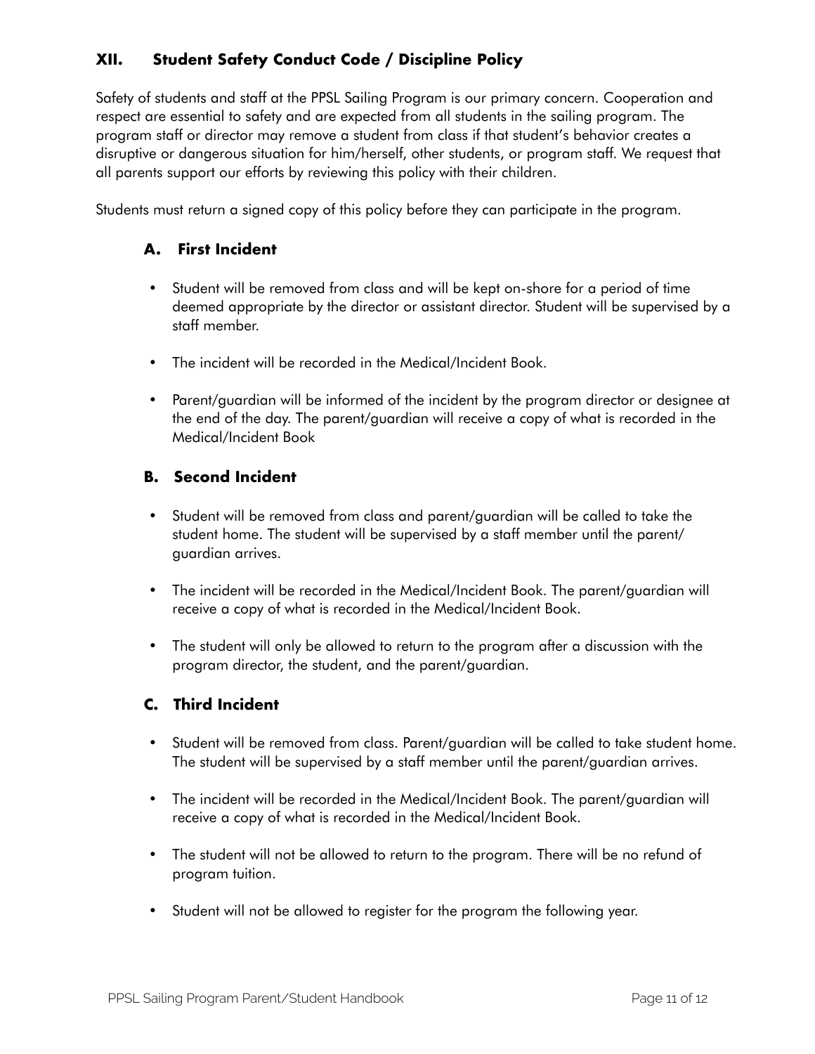## XII. Student Safety Conduct Code / Discipline Policy

Safety of students and staff at the PPSL Sailing Program is our primary concern. Cooperation and respect are essential to safety and are expected from all students in the sailing program. The program staff or director may remove a student from class if that student's behavior creates a disruptive or dangerous situation for him/herself, other students, or program staff. We request that all parents support our efforts by reviewing this policy with their children.

Students must return a signed copy of this policy before they can participate in the program.

### A. First Incident

- Student will be removed from class and will be kept on-shore for a period of time deemed appropriate by the director or assistant director. Student will be supervised by a staff member.
- The incident will be recorded in the Medical/Incident Book.
- Parent/guardian will be informed of the incident by the program director or designee at the end of the day. The parent/guardian will receive a copy of what is recorded in the Medical/Incident Book

### B. Second Incident

- Student will be removed from class and parent/guardian will be called to take the student home. The student will be supervised by a staff member until the parent/guardian arrives.
- The incident will be recorded in the Medical/Incident Book. The parent/guardian will receive a copy of what is recorded in the Medical/Incident Book.
- The student will only be allowed to return to the program after a discussion with the program director, the student, and the parent/guardian.

### C. Third Incident

- Student will be removed from class. Parent/guardian will be called to take student home. The student will be supervised by a staff member until the parent/guardian arrives.
- The incident will be recorded in the Medical/Incident Book. The parent/guardian will receive a copy of what is recorded in the Medical/Incident Book.
- The student will not be allowed to return to the program. There will be no refund of program tuition.
- Student will not be allowed to register for the program the following year.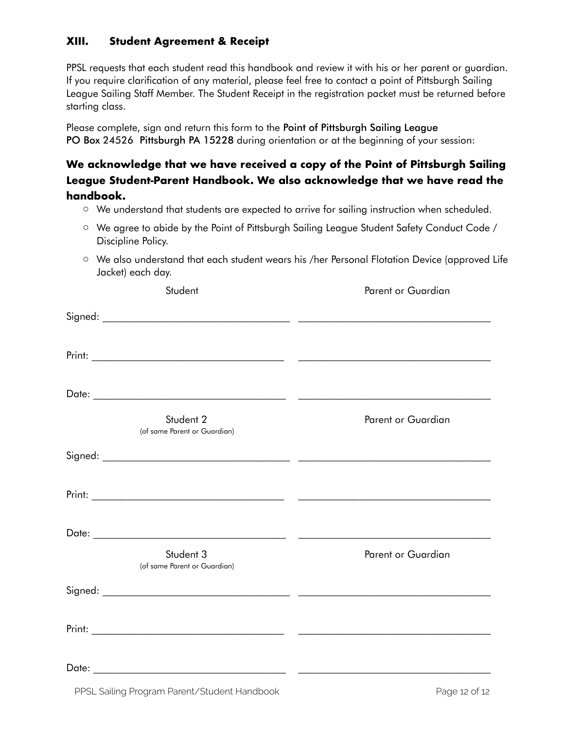## XIII. Student Agreement & Receipt

PPSL requests that each student read this handbook and review it with his or her parent or guardian. If you require clarification of any material, please feel free to contact a point of Pittsburgh Sailing League Sailing Staff Member. The Student Receipt in the registration packet must be returned before starting class.

Please complete, sign and return this form to the Point of Pittsburgh Sailing League PO Box 24526 Pittsburgh PA 15228 during orientation or at the beginning of your session:

### We acknowledge that we have received a copy of the Point of Pittsburgh Sailing League Student-Parent Handbook. We also acknowledge that we have read the handbook.

- We understand that students are expected to arrive for sailing instruction when scheduled.
- We agree to abide by the Point of Pittsburgh Sailing League Student Safety Conduct Code / Discipline Policy.
- We also understand that each student wears his /her Personal Flotation Device (approved Life Jacket) each day.

| | Student | Parent or Guardian |
|---|---|---|
| Signed: | ___________________________ | ___________________________ |
| Print: | ___________________________ | ___________________________ |
| Date: | ___________________________ | ___________________________ |

| | Student 2 (of same Parent or Guardian) | Parent or Guardian |
|---|---|---|
| Signed: | ___________________________ | ___________________________ |
| Print: | ___________________________ | ___________________________ |
| Date: | ___________________________ | ___________________________ |

| | Student 3 (of same Parent or Guardian) | Parent or Guardian |
|---|---|---|
| Signed: | ___________________________ | ___________________________ |
| Print: | ___________________________ | ___________________________ |
| Date: | ___________________________ | ___________________________ |